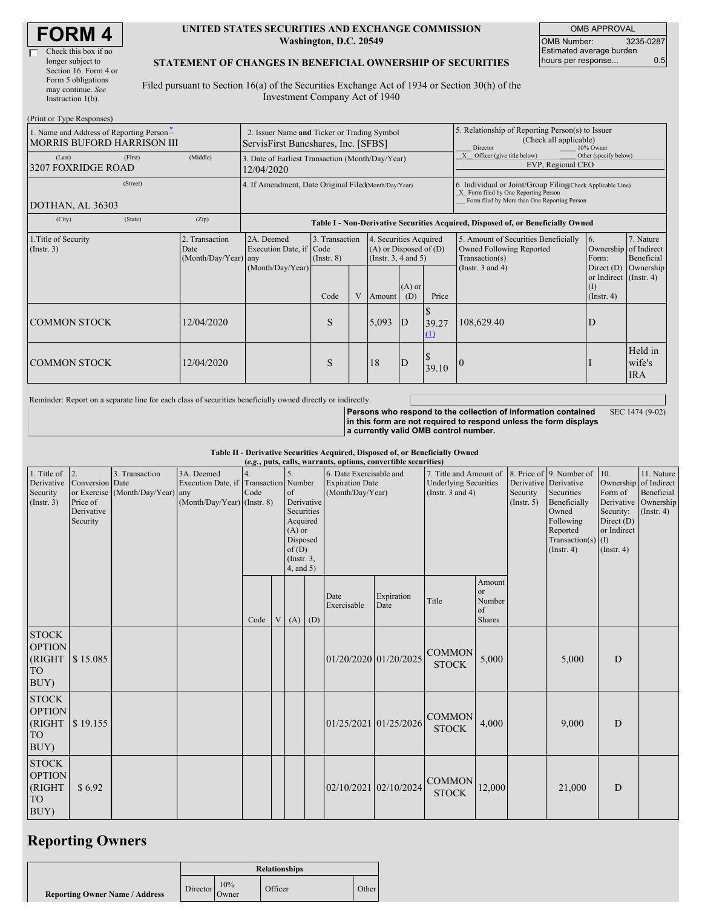# FORM 4

☐ Check this box if no longer subject to Section 16. Form 4 or Form 5 obligations may continue. *See* Instruction 1(b).

**UNITED STATES SECURITIES AND EXCHANGE COMMISSION**
**Washington, D.C. 20549**

**STATEMENT OF CHANGES IN BENEFICIAL OWNERSHIP OF SECURITIES**

Filed pursuant to Section 16(a) of the Securities Exchange Act of 1934 or Section 30(h) of the Investment Company Act of 1940

| OMB APPROVAL | |
|---|---|
| OMB Number: | 3235-0287 |
| Estimated average burden hours per response... | 0.5 |

(Print or Type Responses)

| 1. Name and Address of Reporting Person* | 2. Issuer Name and Ticker or Trading Symbol | 5. Relationship of Reporting Person(s) to Issuer (Check all applicable) |
|---|---|---|
| MORRIS BUFORD HARRISON III | ServisFirst Bancshares, Inc. [SFBS] | ___ Director ___ 10% Owner |
| (Last) (First) (Middle) | 3. Date of Earliest Transaction (Month/Day/Year) | _X_ Officer (give title below) ___ Other (specify below) |
| 3207 FOXRIDGE ROAD | 12/04/2020 | EVP, Regional CEO |
| (Street) | 4. If Amendment, Date Original Filed (Month/Day/Year) | 6. Individual or Joint/Group Filing (Check Applicable Line) |
| DOTHAN, AL 36303 | | _X_ Form filed by One Reporting Person ___ Form filed by More than One Reporting Person |
| (City) (State) (Zip) | | |

**Table I - Non-Derivative Securities Acquired, Disposed of, or Beneficially Owned**

| 1.Title of Security (Instr. 3) | 2. Transaction Date (Month/Day/Year) | 2A. Deemed Execution Date, if any (Month/Day/Year) | 3. Transaction Code (Instr. 8) | | 4. Securities Acquired (A) or Disposed of (D) (Instr. 3, 4 and 5) | | | 5. Amount of Securities Beneficially Owned Following Reported Transaction(s) (Instr. 3 and 4) | 6. Ownership Form: Direct (D) or Indirect (I) (Instr. 4) | 7. Nature of Indirect Beneficial Ownership (Instr. 4) |
|---|---|---|---|---|---|---|---|---|---|---|
| | | | Code | V | Amount | (A) or (D) | Price | | | |
| COMMON STOCK | 12/04/2020 | | S | | 5,093 | D | $ 39.27 (1) | 108,629.40 | D | |
| COMMON STOCK | 12/04/2020 | | S | | 18 | D | $ 39.10 | 0 | I | Held in wife's IRA |

Reminder: Report on a separate line for each class of securities beneficially owned directly or indirectly.

**Persons who respond to the collection of information contained in this form are not required to respond unless the form displays a currently valid OMB control number.** SEC 1474 (9-02)

**Table II - Derivative Securities Acquired, Disposed of, or Beneficially Owned**
**(*e.g.*, puts, calls, warrants, options, convertible securities)**

| 1. Title of Derivative Security (Instr. 3) | 2. Conversion or Exercise Price of Derivative Security | 3. Transaction Date (Month/Day/Year) | 3A. Deemed Execution Date, if any (Month/Day/Year) | 4. Transaction Code (Instr. 8) | | 5. Number of Derivative Securities Acquired (A) or Disposed of (D) (Instr. 3, 4, and 5) | | 6. Date Exercisable and Expiration Date (Month/Day/Year) | | 7. Title and Amount of Underlying Securities (Instr. 3 and 4) | | 8. Price of Derivative Security (Instr. 5) | 9. Number of Derivative Securities Beneficially Owned Following Reported Transaction(s) (Instr. 4) | 10. Ownership Form of Derivative Security: Direct (D) or Indirect (I) (Instr. 4) | 11. Nature of Indirect Beneficial Ownership (Instr. 4) |
|---|---|---|---|---|---|---|---|---|---|---|---|---|---|---|---|
| | | | | Code | V | (A) | (D) | Date Exercisable | Expiration Date | Title | Amount or Number of Shares | | | | |
| STOCK OPTION (RIGHT TO BUY) | $ 15.085 | | | | | | | 01/20/2020 | 01/20/2025 | COMMON STOCK | 5,000 | | 5,000 | D | |
| STOCK OPTION (RIGHT TO BUY) | $ 19.155 | | | | | | | 01/25/2021 | 01/25/2026 | COMMON STOCK | 4,000 | | 9,000 | D | |
| STOCK OPTION (RIGHT TO BUY) | $ 6.92 | | | | | | | 02/10/2021 | 02/10/2024 | COMMON STOCK | 12,000 | | 21,000 | D | |

## Reporting Owners

| Reporting Owner Name / Address | Relationships | | | |
|---|---|---|---|---|
| | Director | 10% Owner | Officer | Other |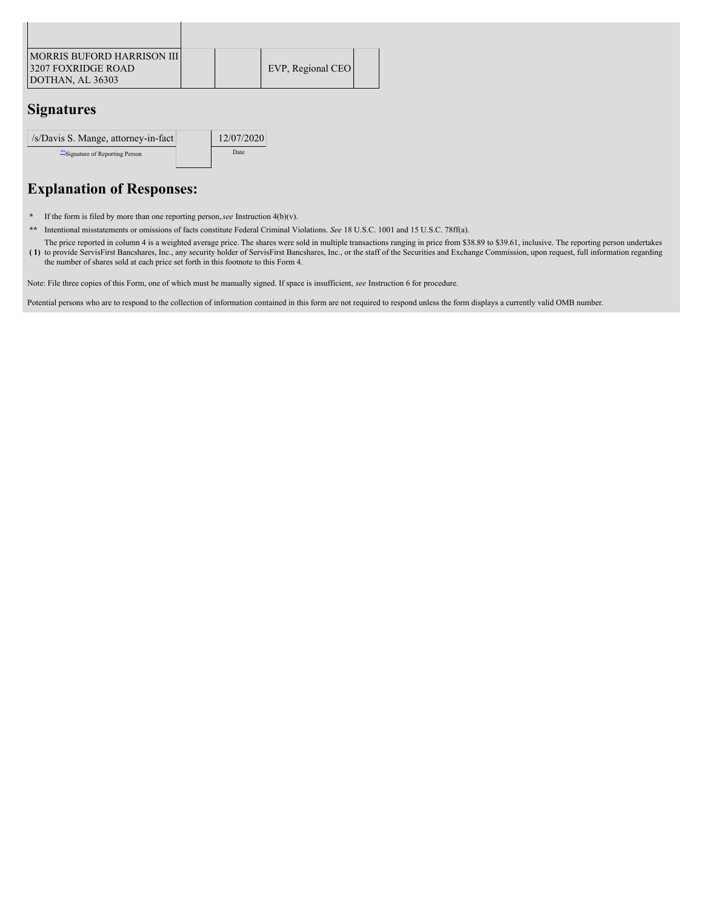| | | | | |
|---|---|---|---|---|
| MORRIS BUFORD HARRISON III<br>3207 FOXRIDGE ROAD<br>DOTHAN, AL 36303 | | | EVP, Regional CEO | |

## Signatures

| | | |
|---|---|---|
| /s/Davis S. Mange, attorney-in-fact | | 12/07/2020 |
| ** Signature of Reporting Person | | Date |

## Explanation of Responses:

\* If the form is filed by more than one reporting person, *see* Instruction 4(b)(v).

\** Intentional misstatements or omissions of facts constitute Federal Criminal Violations. *See* 18 U.S.C. 1001 and 15 U.S.C. 78ff(a).

(1) The price reported in column 4 is a weighted average price. The shares were sold in multiple transactions ranging in price from $38.89 to $39.61, inclusive. The reporting person undertakes to provide ServisFirst Bancshares, Inc., any security holder of ServisFirst Bancshares, Inc., or the staff of the Securities and Exchange Commission, upon request, full information regarding the number of shares sold at each price set forth in this footnote to this Form 4.

Note: File three copies of this Form, one of which must be manually signed. If space is insufficient, *see* Instruction 6 for procedure.

Potential persons who are to respond to the collection of information contained in this form are not required to respond unless the form displays a currently valid OMB number.